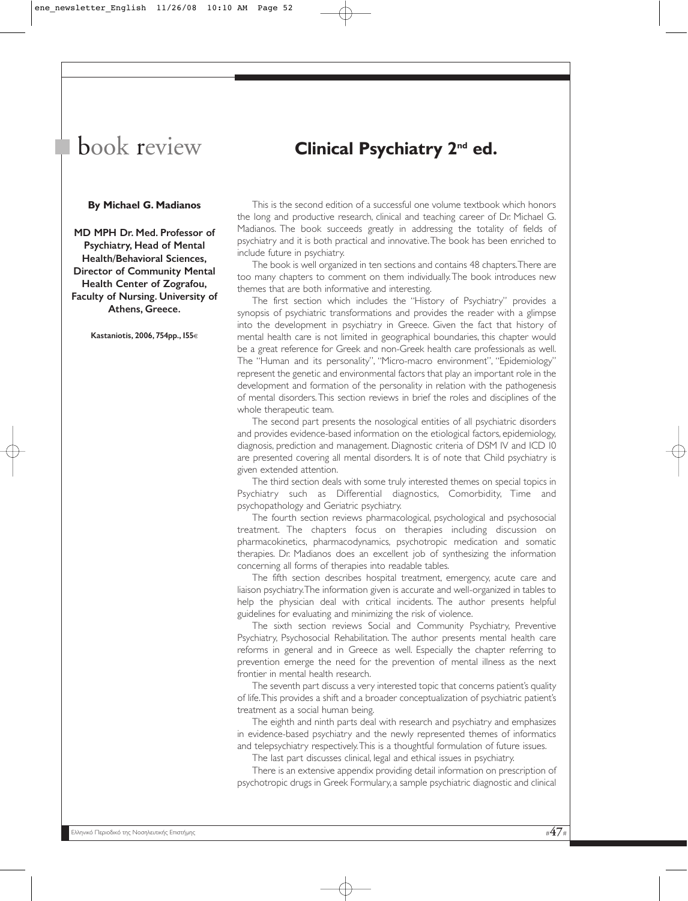# book review

## Clinical Psychiatry 2nd ed.

**By Michael G. Madianos**

**MD MPH Dr. Med. Professor of Psychiatry, Head of Mental Health/Behavioral Sciences, Director of Community Mental Health Center of Zografou, Faculty of Nursing. University of Athens, Greece.**

**Kastaniotis, 2006, 754pp., 155€**

This is the second edition of a successful one volume textbook which honors the long and productive research, clinical and teaching career of Dr. Michael G. Madianos. The book succeeds greatly in addressing the totality of fields of psychiatry and it is both practical and innovative. The book has been enriched to include future in psychiatry.

The book is well organized in ten sections and contains 48 chapters. There are too many chapters to comment on them individually. The book introduces new themes that are both informative and interesting.

The first section which includes the "History of Psychiatry" provides a synopsis of psychiatric transformations and provides the reader with a glimpse into the development in psychiatry in Greece. Given the fact that history of mental health care is not limited in geographical boundaries, this chapter would be a great reference for Greek and non-Greek health care professionals as well. The "Human and its personality", "Micro-macro environment", "Epidemiology" represent the genetic and environmental factors that play an important role in the development and formation of the personality in relation with the pathogenesis of mental disorders. This section reviews in brief the roles and disciplines of the whole therapeutic team.

The second part presents the nosological entities of all psychiatric disorders and provides evidence-based information on the etiological factors, epidemiology, diagnosis, prediction and management. Diagnostic criteria of DSM IV and ICD 10 are presented covering all mental disorders. It is of note that Child psychiatry is given extended attention.

The third section deals with some truly interested themes on special topics in Psychiatry such as Differential diagnostics, Comorbidity, Time and psychopathology and Geriatric psychiatry.

The fourth section reviews pharmacological, psychological and psychosocial treatment. The chapters focus on therapies including discussion on pharmacokinetics, pharmacodynamics, psychotropic medication and somatic therapies. Dr. Madianos does an excellent job of synthesizing the information concerning all forms of therapies into readable tables.

The fifth section describes hospital treatment, emergency, acute care and liaison psychiatry. The information given is accurate and well-organized in tables to help the physician deal with critical incidents. The author presents helpful guidelines for evaluating and minimizing the risk of violence.

The sixth section reviews Social and Community Psychiatry, Preventive Psychiatry, Psychosocial Rehabilitation. The author presents mental health care reforms in general and in Greece as well. Especially the chapter referring to prevention emerge the need for the prevention of mental illness as the next frontier in mental health research.

The seventh part discuss a very interested topic that concerns patient's quality of life. This provides a shift and a broader conceptualization of psychiatric patient's treatment as a social human being.

The eighth and ninth parts deal with research and psychiatry and emphasizes in evidence-based psychiatry and the newly represented themes of informatics and telepsychiatry respectively. This is a thoughtful formulation of future issues.

The last part discusses clinical, legal and ethical issues in psychiatry.

There is an extensive appendix providing detail information on prescription of psychotropic drugs in Greek Formulary, a sample psychiatric diagnostic and clinical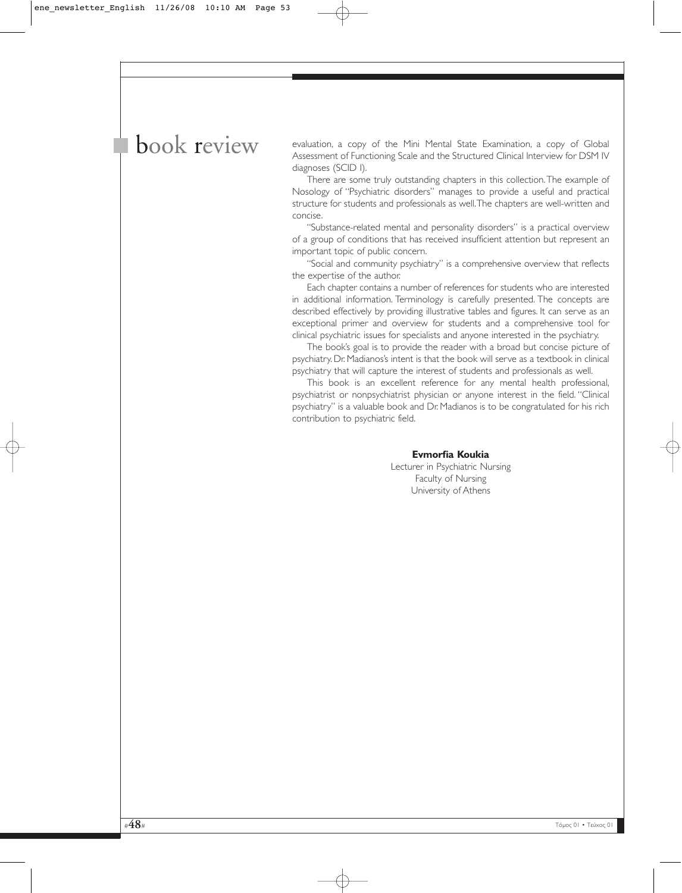# book review

evaluation, a copy of the Mini Mental State Examination, a copy of Global Assessment of Functioning Scale and the Structured Clinical Interview for DSM IV diagnoses (SCID I).

There are some truly outstanding chapters in this collection. The example of Nosology of "Psychiatric disorders" manages to provide a useful and practical structure for students and professionals as well. The chapters are well-written and concise.

"Substance-related mental and personality disorders" is a practical overview of a group of conditions that has received insufficient attention but represent an important topic of public concern.

"Social and community psychiatry" is a comprehensive overview that reflects the expertise of the author.

Each chapter contains a number of references for students who are interested in additional information. Terminology is carefully presented. The concepts are described effectively by providing illustrative tables and figures. It can serve as an exceptional primer and overview for students and a comprehensive tool for clinical psychiatric issues for specialists and anyone interested in the psychiatry.

The book's goal is to provide the reader with a broad but concise picture of psychiatry. Dr. Madianos's intent is that the book will serve as a textbook in clinical psychiatry that will capture the interest of students and professionals as well.

This book is an excellent reference for any mental health professional, psychiatrist or nonpsychiatrist physician or anyone interest in the field. "Clinical psychiatry" is a valuable book and Dr. Madianos is to be congratulated for his rich contribution to psychiatric field.

**Evmorfia Koukia**
Lecturer in Psychiatric Nursing
Faculty of Nursing
University of Athens